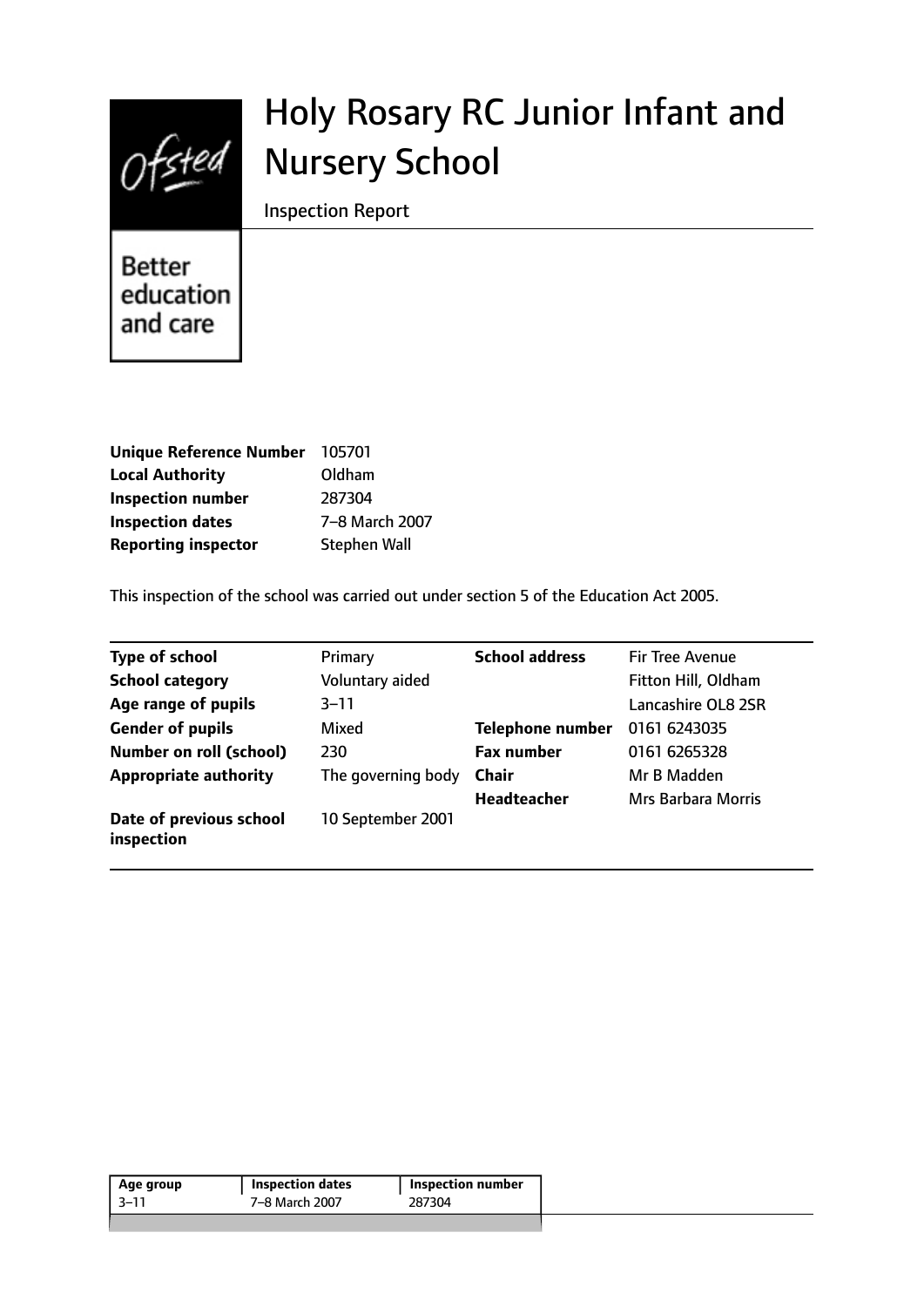# Holy Rosary RC Junior Infant and Nursery School

Inspection Report

Better education and care

| | |
|---|---|
| **Unique Reference Number** | 105701 |
| **Local Authority** | Oldham |
| **Inspection number** | 287304 |
| **Inspection dates** | 7–8 March 2007 |
| **Reporting inspector** | Stephen Wall |

This inspection of the school was carried out under section 5 of the Education Act 2005.

| | | | |
|---|---|---|---|
| **Type of school** | Primary | **School address** | Fir Tree Avenue |
| **School category** | Voluntary aided | | Fitton Hill, Oldham |
| **Age range of pupils** | 3–11 | | Lancashire OL8 2SR |
| **Gender of pupils** | Mixed | **Telephone number** | 0161 6243035 |
| **Number on roll (school)** | 230 | **Fax number** | 0161 6265328 |
| **Appropriate authority** | The governing body | **Chair** | Mr B Madden |
| | | **Headteacher** | Mrs Barbara Morris |
| **Date of previous school inspection** | 10 September 2001 | | |

| Age group | Inspection dates | Inspection number |
|---|---|---|
| 3–11 | 7–8 March 2007 | 287304 |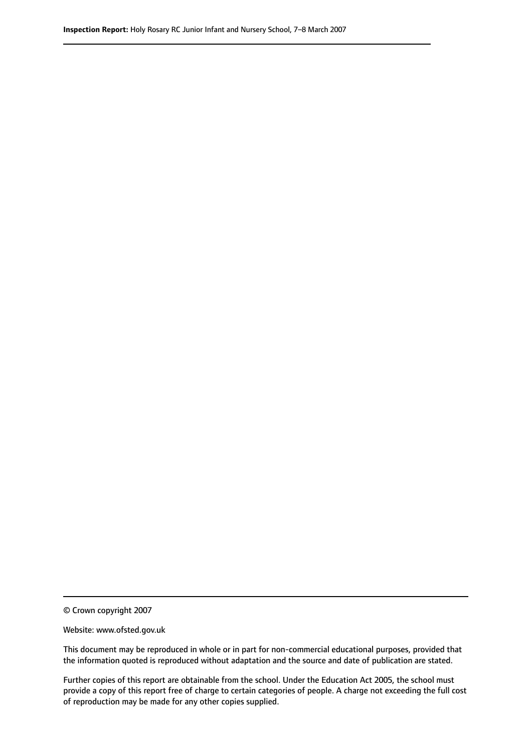© Crown copyright 2007

Website: www.ofsted.gov.uk

This document may be reproduced in whole or in part for non-commercial educational purposes, provided that the information quoted is reproduced without adaptation and the source and date of publication are stated.

Further copies of this report are obtainable from the school. Under the Education Act 2005, the school must provide a copy of this report free of charge to certain categories of people. A charge not exceeding the full cost of reproduction may be made for any other copies supplied.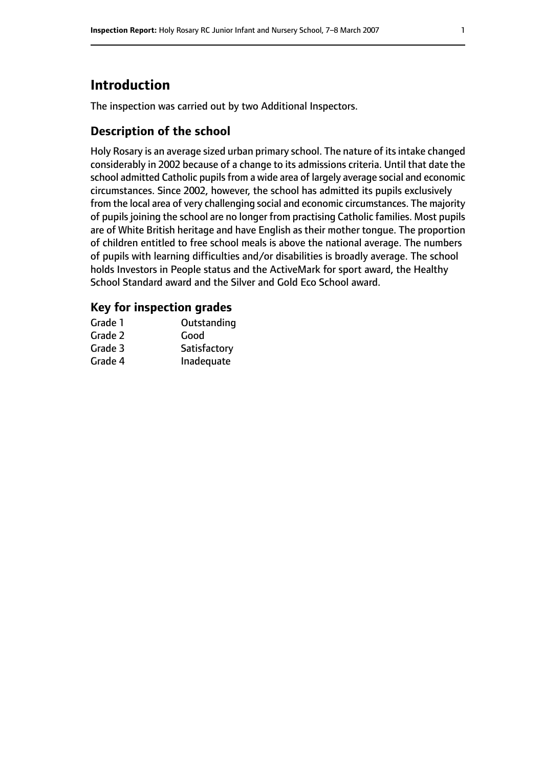# Introduction

The inspection was carried out by two Additional Inspectors.

## Description of the school

Holy Rosary is an average sized urban primary school. The nature of its intake changed considerably in 2002 because of a change to its admissions criteria. Until that date the school admitted Catholic pupils from a wide area of largely average social and economic circumstances. Since 2002, however, the school has admitted its pupils exclusively from the local area of very challenging social and economic circumstances. The majority of pupils joining the school are no longer from practising Catholic families. Most pupils are of White British heritage and have English as their mother tongue. The proportion of children entitled to free school meals is above the national average. The numbers of pupils with learning difficulties and/or disabilities is broadly average. The school holds Investors in People status and the ActiveMark for sport award, the Healthy School Standard award and the Silver and Gold Eco School award.

## Key for inspection grades

| | |
|---|---|
| Grade 1 | Outstanding |
| Grade 2 | Good |
| Grade 3 | Satisfactory |
| Grade 4 | Inadequate |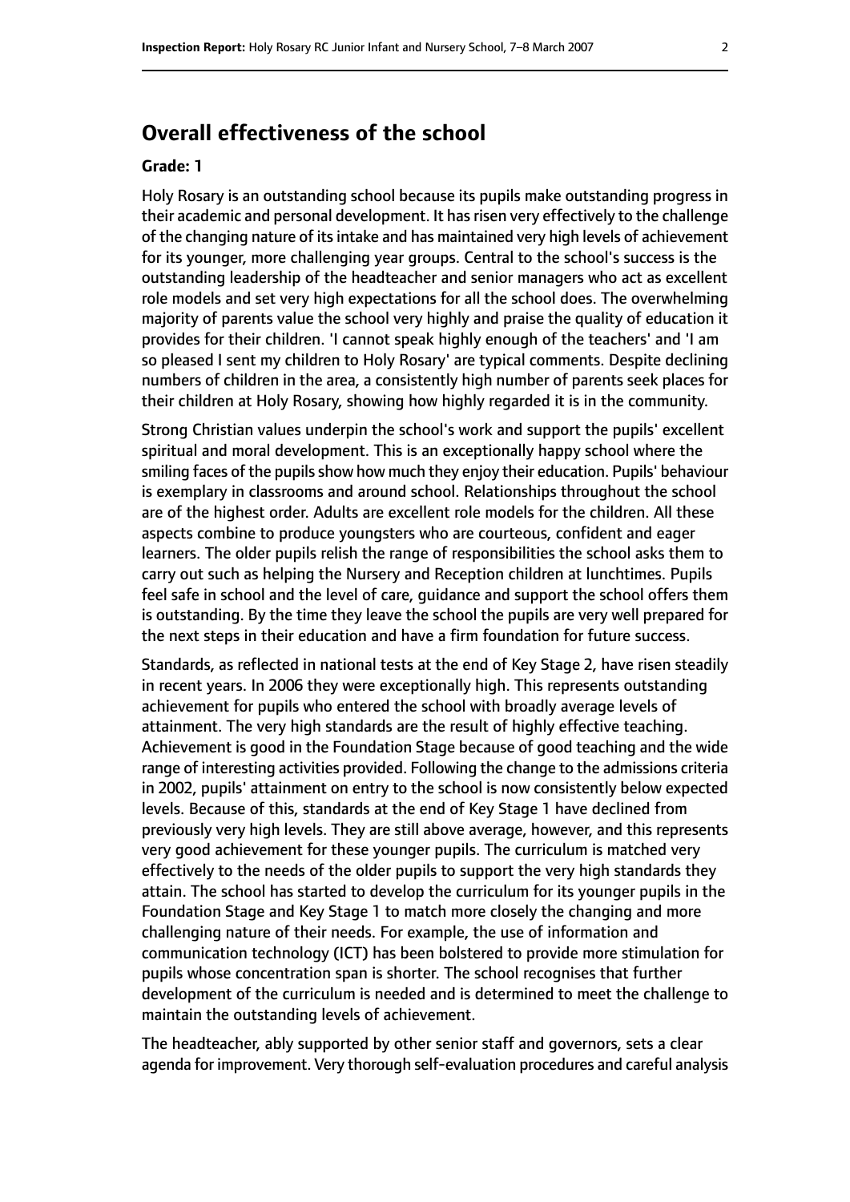## Overall effectiveness of the school

**Grade: 1**

Holy Rosary is an outstanding school because its pupils make outstanding progress in their academic and personal development. It has risen very effectively to the challenge of the changing nature of its intake and has maintained very high levels of achievement for its younger, more challenging year groups. Central to the school's success is the outstanding leadership of the headteacher and senior managers who act as excellent role models and set very high expectations for all the school does. The overwhelming majority of parents value the school very highly and praise the quality of education it provides for their children. 'I cannot speak highly enough of the teachers' and 'I am so pleased I sent my children to Holy Rosary' are typical comments. Despite declining numbers of children in the area, a consistently high number of parents seek places for their children at Holy Rosary, showing how highly regarded it is in the community.

Strong Christian values underpin the school's work and support the pupils' excellent spiritual and moral development. This is an exceptionally happy school where the smiling faces of the pupils show how much they enjoy their education. Pupils' behaviour is exemplary in classrooms and around school. Relationships throughout the school are of the highest order. Adults are excellent role models for the children. All these aspects combine to produce youngsters who are courteous, confident and eager learners. The older pupils relish the range of responsibilities the school asks them to carry out such as helping the Nursery and Reception children at lunchtimes. Pupils feel safe in school and the level of care, guidance and support the school offers them is outstanding. By the time they leave the school the pupils are very well prepared for the next steps in their education and have a firm foundation for future success.

Standards, as reflected in national tests at the end of Key Stage 2, have risen steadily in recent years. In 2006 they were exceptionally high. This represents outstanding achievement for pupils who entered the school with broadly average levels of attainment. The very high standards are the result of highly effective teaching. Achievement is good in the Foundation Stage because of good teaching and the wide range of interesting activities provided. Following the change to the admissions criteria in 2002, pupils' attainment on entry to the school is now consistently below expected levels. Because of this, standards at the end of Key Stage 1 have declined from previously very high levels. They are still above average, however, and this represents very good achievement for these younger pupils. The curriculum is matched very effectively to the needs of the older pupils to support the very high standards they attain. The school has started to develop the curriculum for its younger pupils in the Foundation Stage and Key Stage 1 to match more closely the changing and more challenging nature of their needs. For example, the use of information and communication technology (ICT) has been bolstered to provide more stimulation for pupils whose concentration span is shorter. The school recognises that further development of the curriculum is needed and is determined to meet the challenge to maintain the outstanding levels of achievement.

The headteacher, ably supported by other senior staff and governors, sets a clear agenda for improvement. Very thorough self-evaluation procedures and careful analysis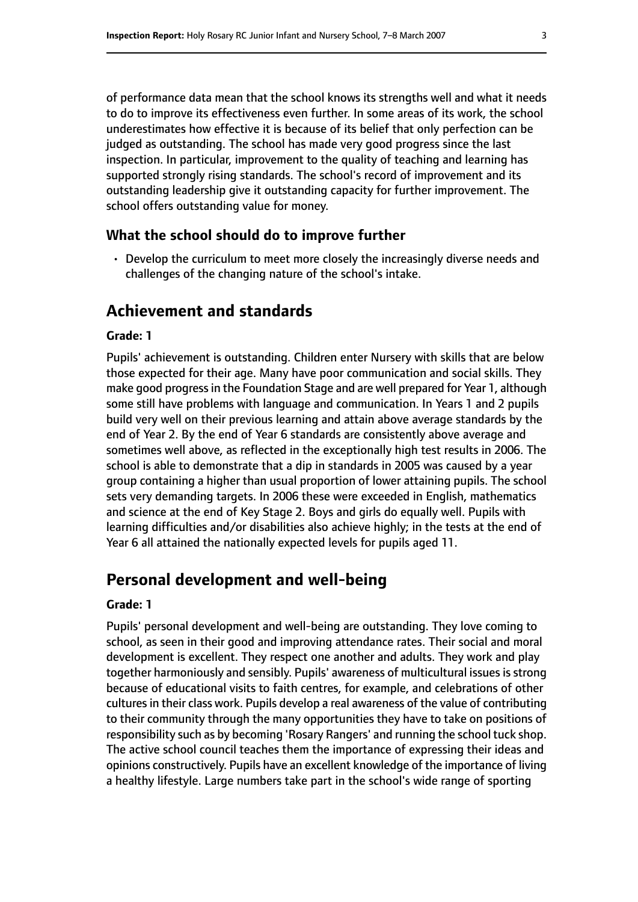of performance data mean that the school knows its strengths well and what it needs to do to improve its effectiveness even further. In some areas of its work, the school underestimates how effective it is because of its belief that only perfection can be judged as outstanding. The school has made very good progress since the last inspection. In particular, improvement to the quality of teaching and learning has supported strongly rising standards. The school's record of improvement and its outstanding leadership give it outstanding capacity for further improvement. The school offers outstanding value for money.

### What the school should do to improve further

- Develop the curriculum to meet more closely the increasingly diverse needs and challenges of the changing nature of the school's intake.

## Achievement and standards

#### Grade: 1

Pupils' achievement is outstanding. Children enter Nursery with skills that are below those expected for their age. Many have poor communication and social skills. They make good progress in the Foundation Stage and are well prepared for Year 1, although some still have problems with language and communication. In Years 1 and 2 pupils build very well on their previous learning and attain above average standards by the end of Year 2. By the end of Year 6 standards are consistently above average and sometimes well above, as reflected in the exceptionally high test results in 2006. The school is able to demonstrate that a dip in standards in 2005 was caused by a year group containing a higher than usual proportion of lower attaining pupils. The school sets very demanding targets. In 2006 these were exceeded in English, mathematics and science at the end of Key Stage 2. Boys and girls do equally well. Pupils with learning difficulties and/or disabilities also achieve highly; in the tests at the end of Year 6 all attained the nationally expected levels for pupils aged 11.

## Personal development and well-being

#### Grade: 1

Pupils' personal development and well-being are outstanding. They love coming to school, as seen in their good and improving attendance rates. Their social and moral development is excellent. They respect one another and adults. They work and play together harmoniously and sensibly. Pupils' awareness of multicultural issues is strong because of educational visits to faith centres, for example, and celebrations of other cultures in their class work. Pupils develop a real awareness of the value of contributing to their community through the many opportunities they have to take on positions of responsibility such as by becoming 'Rosary Rangers' and running the school tuck shop. The active school council teaches them the importance of expressing their ideas and opinions constructively. Pupils have an excellent knowledge of the importance of living a healthy lifestyle. Large numbers take part in the school's wide range of sporting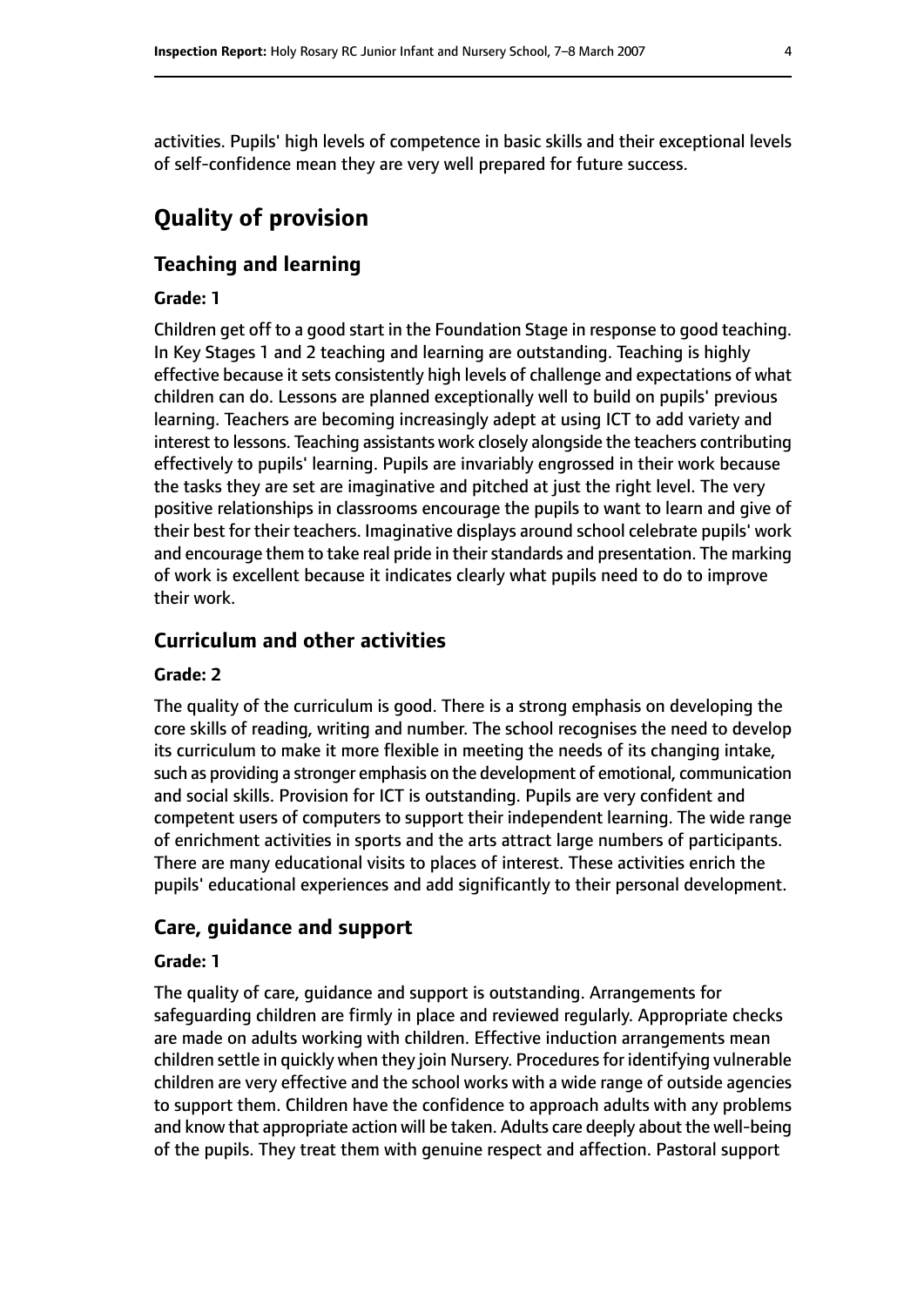activities. Pupils' high levels of competence in basic skills and their exceptional levels of self-confidence mean they are very well prepared for future success.

# Quality of provision

## Teaching and learning

### Grade: 1

Children get off to a good start in the Foundation Stage in response to good teaching. In Key Stages 1 and 2 teaching and learning are outstanding. Teaching is highly effective because it sets consistently high levels of challenge and expectations of what children can do. Lessons are planned exceptionally well to build on pupils' previous learning. Teachers are becoming increasingly adept at using ICT to add variety and interest to lessons. Teaching assistants work closely alongside the teachers contributing effectively to pupils' learning. Pupils are invariably engrossed in their work because the tasks they are set are imaginative and pitched at just the right level. The very positive relationships in classrooms encourage the pupils to want to learn and give of their best for their teachers. Imaginative displays around school celebrate pupils' work and encourage them to take real pride in their standards and presentation. The marking of work is excellent because it indicates clearly what pupils need to do to improve their work.

## Curriculum and other activities

### Grade: 2

The quality of the curriculum is good. There is a strong emphasis on developing the core skills of reading, writing and number. The school recognises the need to develop its curriculum to make it more flexible in meeting the needs of its changing intake, such as providing a stronger emphasis on the development of emotional, communication and social skills. Provision for ICT is outstanding. Pupils are very confident and competent users of computers to support their independent learning. The wide range of enrichment activities in sports and the arts attract large numbers of participants. There are many educational visits to places of interest. These activities enrich the pupils' educational experiences and add significantly to their personal development.

## Care, guidance and support

### Grade: 1

The quality of care, guidance and support is outstanding. Arrangements for safeguarding children are firmly in place and reviewed regularly. Appropriate checks are made on adults working with children. Effective induction arrangements mean children settle in quickly when they join Nursery. Procedures for identifying vulnerable children are very effective and the school works with a wide range of outside agencies to support them. Children have the confidence to approach adults with any problems and know that appropriate action will be taken. Adults care deeply about the well-being of the pupils. They treat them with genuine respect and affection. Pastoral support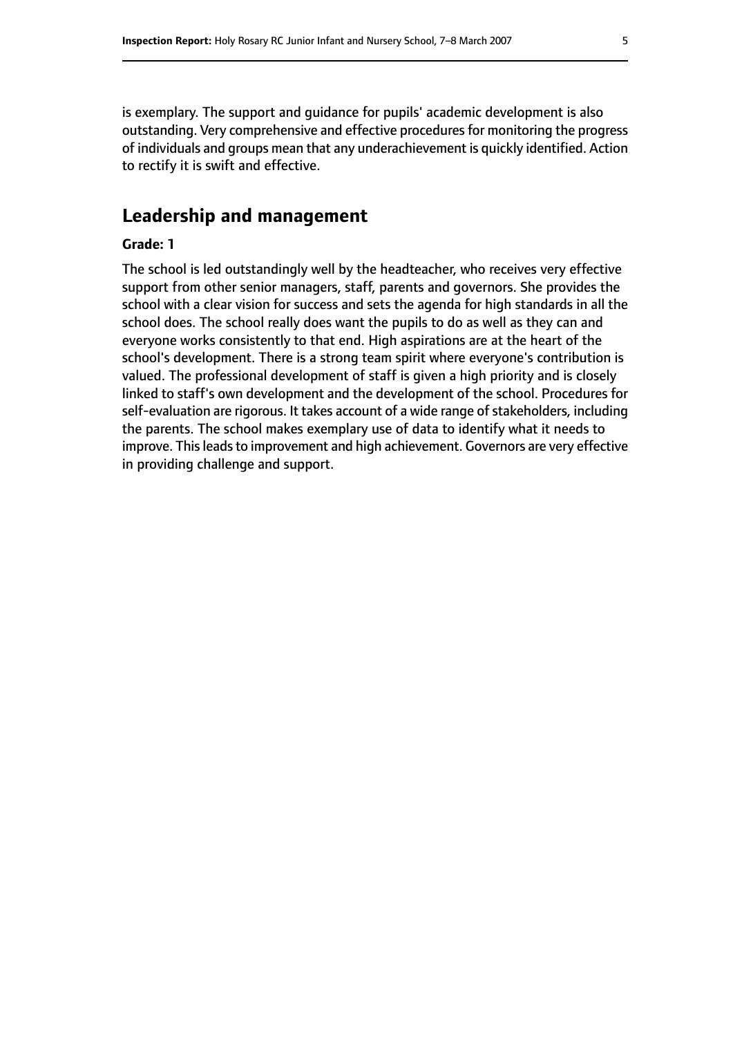is exemplary. The support and guidance for pupils' academic development is also outstanding. Very comprehensive and effective procedures for monitoring the progress of individuals and groups mean that any underachievement is quickly identified. Action to rectify it is swift and effective.

## Leadership and management

**Grade: 1**

The school is led outstandingly well by the headteacher, who receives very effective support from other senior managers, staff, parents and governors. She provides the school with a clear vision for success and sets the agenda for high standards in all the school does. The school really does want the pupils to do as well as they can and everyone works consistently to that end. High aspirations are at the heart of the school's development. There is a strong team spirit where everyone's contribution is valued. The professional development of staff is given a high priority and is closely linked to staff's own development and the development of the school. Procedures for self-evaluation are rigorous. It takes account of a wide range of stakeholders, including the parents. The school makes exemplary use of data to identify what it needs to improve. This leads to improvement and high achievement. Governors are very effective in providing challenge and support.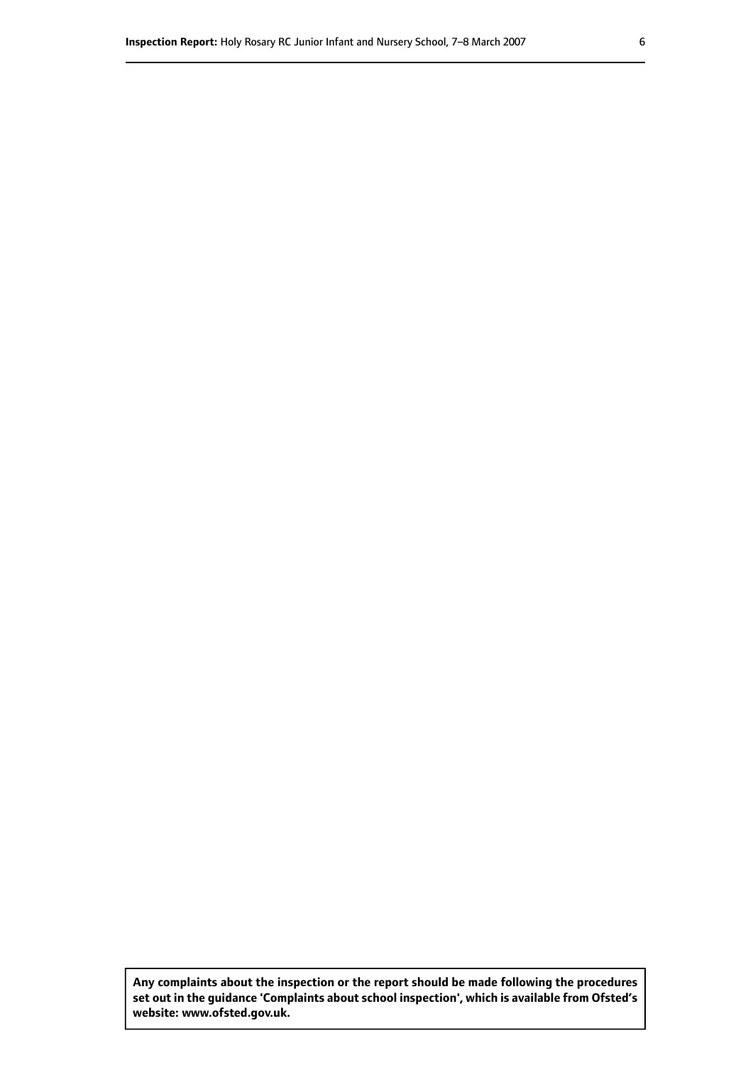**Any complaints about the inspection or the report should be made following the procedures set out in the guidance 'Complaints about school inspection', which is available from Ofsted's website: www.ofsted.gov.uk.**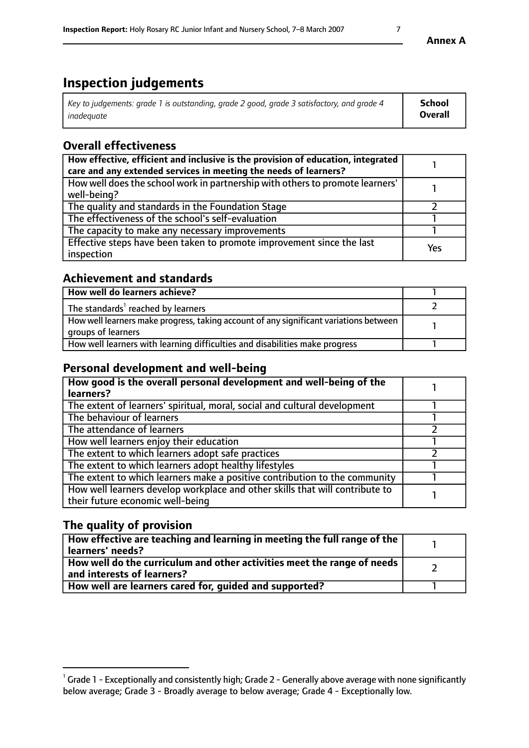**Annex A**

# Inspection judgements

| *Key to judgements: grade 1 is outstanding, grade 2 good, grade 3 satisfactory, and grade 4 inadequate* | **School Overall** |
|---|---|

## Overall effectiveness

| | |
|---|---|
| **How effective, efficient and inclusive is the provision of education, integrated care and any extended services in meeting the needs of learners?** | 1 |
| How well does the school work in partnership with others to promote learners' well-being? | 1 |
| The quality and standards in the Foundation Stage | 2 |
| The effectiveness of the school's self-evaluation | 1 |
| The capacity to make any necessary improvements | 1 |
| Effective steps have been taken to promote improvement since the last inspection | Yes |

## Achievement and standards

| | |
|---|---|
| **How well do learners achieve?** | 1 |
| The standards[1] reached by learners | 2 |
| How well learners make progress, taking account of any significant variations between groups of learners | 1 |
| How well learners with learning difficulties and disabilities make progress | 1 |

## Personal development and well-being

| | |
|---|---|
| **How good is the overall personal development and well-being of the learners?** | 1 |
| The extent of learners' spiritual, moral, social and cultural development | 1 |
| The behaviour of learners | 1 |
| The attendance of learners | 2 |
| How well learners enjoy their education | 1 |
| The extent to which learners adopt safe practices | 2 |
| The extent to which learners adopt healthy lifestyles | 1 |
| The extent to which learners make a positive contribution to the community | 1 |
| How well learners develop workplace and other skills that will contribute to their future economic well-being | 1 |

## The quality of provision

| | |
|---|---|
| **How effective are teaching and learning in meeting the full range of the learners' needs?** | 1 |
| **How well do the curriculum and other activities meet the range of needs and interests of learners?** | 2 |
| **How well are learners cared for, guided and supported?** | 1 |

[1] Grade 1 - Exceptionally and consistently high; Grade 2 - Generally above average with none significantly below average; Grade 3 - Broadly average to below average; Grade 4 - Exceptionally low.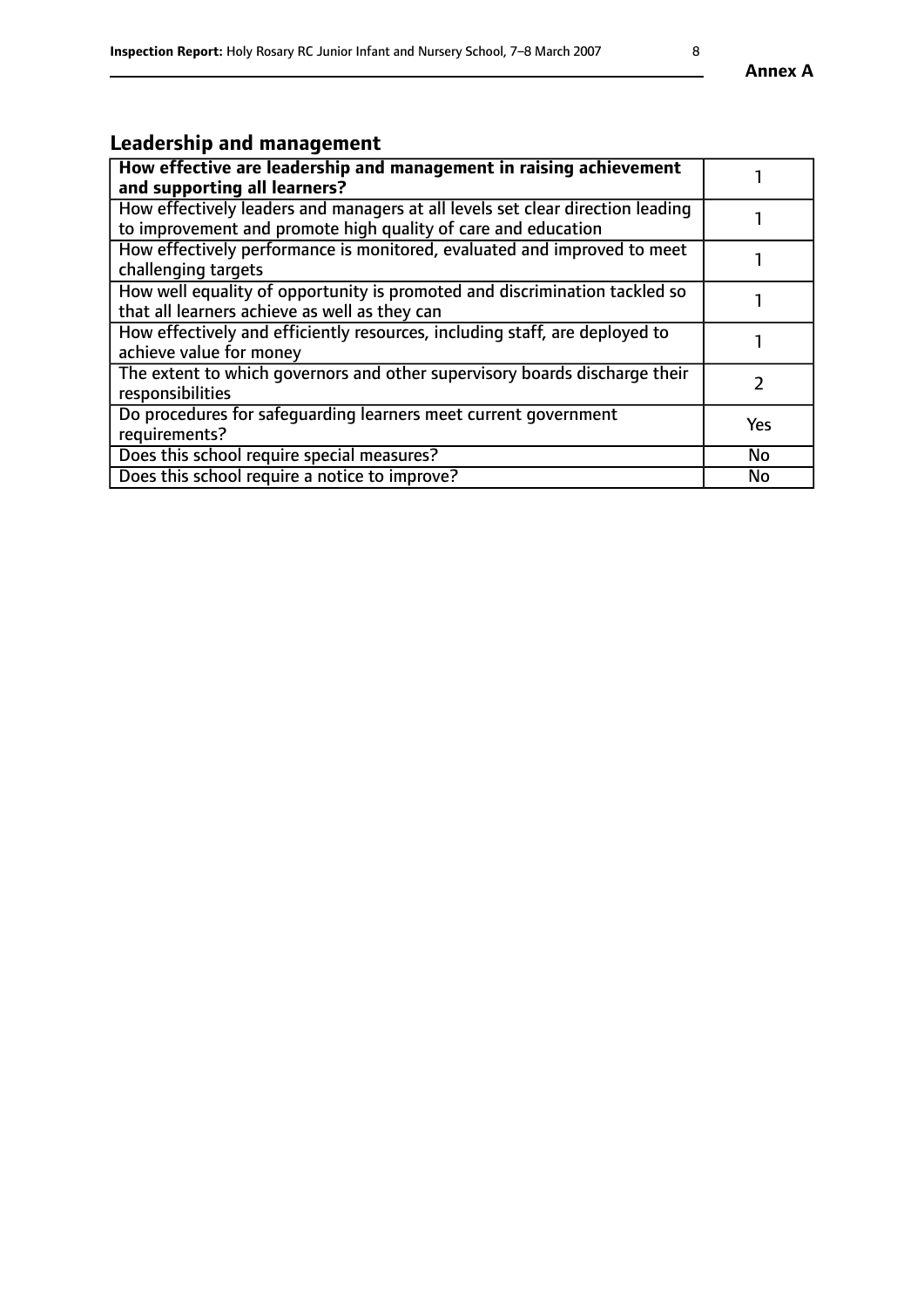## Leadership and management

| How effective are leadership and management in raising achievement and supporting all learners? | 1 |
|---|---|
| How effectively leaders and managers at all levels set clear direction leading to improvement and promote high quality of care and education | 1 |
| How effectively performance is monitored, evaluated and improved to meet challenging targets | 1 |
| How well equality of opportunity is promoted and discrimination tackled so that all learners achieve as well as they can | 1 |
| How effectively and efficiently resources, including staff, are deployed to achieve value for money | 1 |
| The extent to which governors and other supervisory boards discharge their responsibilities | 2 |
| Do procedures for safeguarding learners meet current government requirements? | Yes |
| Does this school require special measures? | No |
| Does this school require a notice to improve? | No |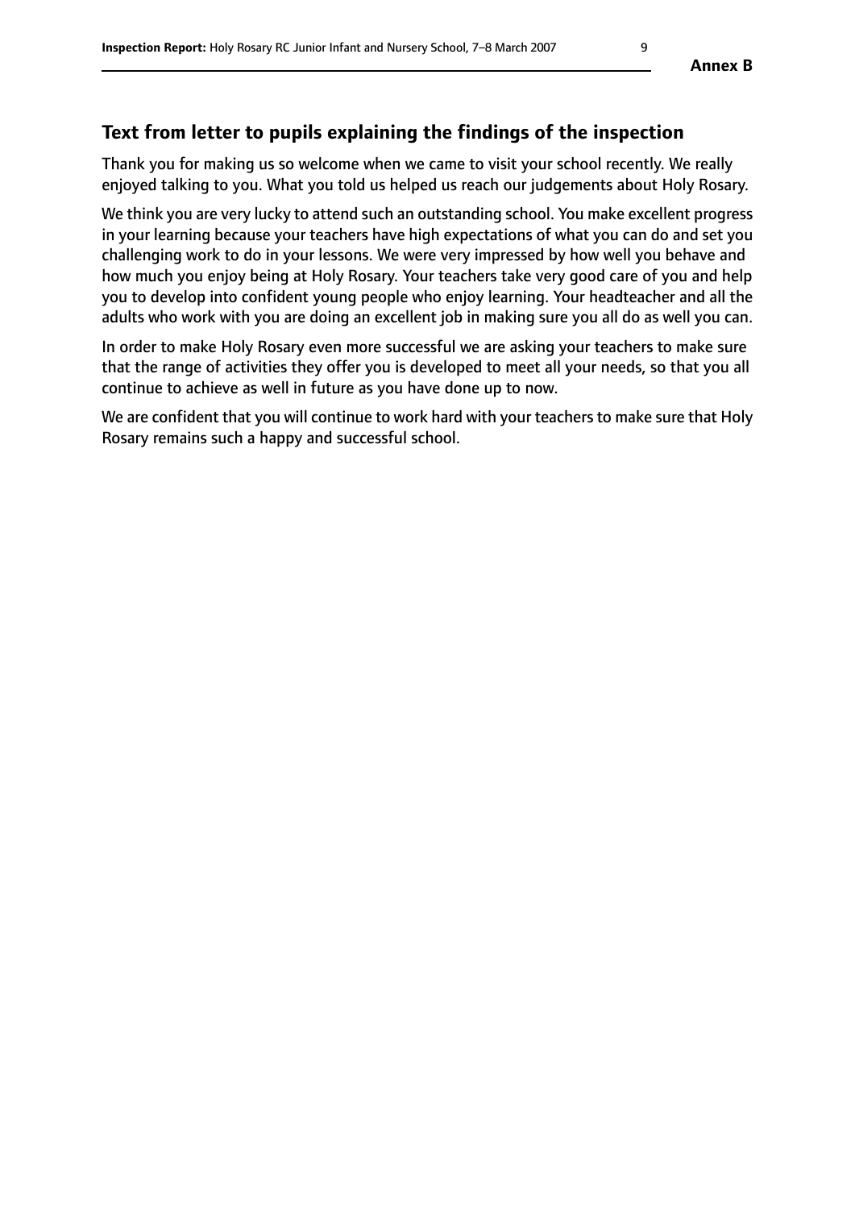## Text from letter to pupils explaining the findings of the inspection

Thank you for making us so welcome when we came to visit your school recently. We really enjoyed talking to you. What you told us helped us reach our judgements about Holy Rosary.

We think you are very lucky to attend such an outstanding school. You make excellent progress in your learning because your teachers have high expectations of what you can do and set you challenging work to do in your lessons. We were very impressed by how well you behave and how much you enjoy being at Holy Rosary. Your teachers take very good care of you and help you to develop into confident young people who enjoy learning. Your headteacher and all the adults who work with you are doing an excellent job in making sure you all do as well you can.

In order to make Holy Rosary even more successful we are asking your teachers to make sure that the range of activities they offer you is developed to meet all your needs, so that you all continue to achieve as well in future as you have done up to now.

We are confident that you will continue to work hard with your teachers to make sure that Holy Rosary remains such a happy and successful school.